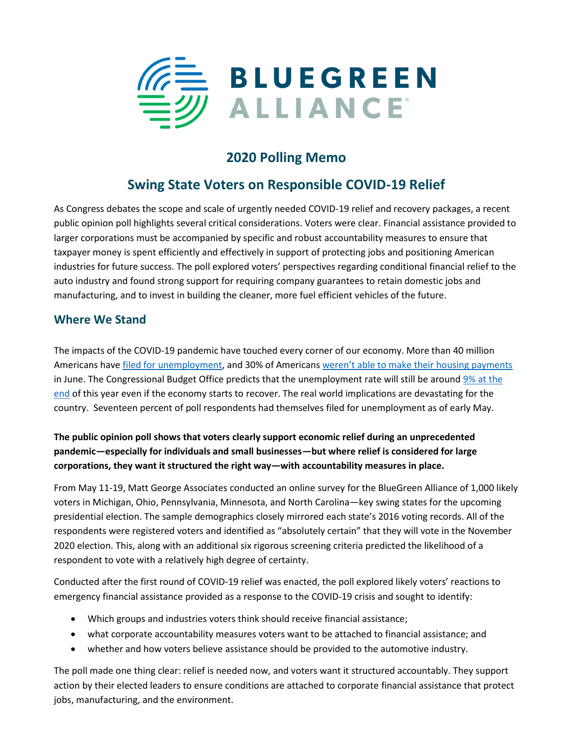BLUEGREEN ALLIANCE

# 2020 Polling Memo

## Swing State Voters on Responsible COVID-19 Relief

As Congress debates the scope and scale of urgently needed COVID-19 relief and recovery packages, a recent public opinion poll highlights several critical considerations. Voters were clear. Financial assistance provided to larger corporations must be accompanied by specific and robust accountability measures to ensure that taxpayer money is spent efficiently and effectively in support of protecting jobs and positioning American industries for future success. The poll explored voters' perspectives regarding conditional financial relief to the auto industry and found strong support for requiring company guarantees to retain domestic jobs and manufacturing, and to invest in building the cleaner, more fuel efficient vehicles of the future.

### Where We Stand

The impacts of the COVID-19 pandemic have touched every corner of our economy. More than 40 million Americans have filed for unemployment, and 30% of Americans weren't able to make their housing payments in June. The Congressional Budget Office predicts that the unemployment rate will still be around 9% at the end of this year even if the economy starts to recover. The real world implications are devastating for the country. Seventeen percent of poll respondents had themselves filed for unemployment as of early May.

**The public opinion poll shows that voters clearly support economic relief during an unprecedented pandemic—especially for individuals and small businesses—but where relief is considered for large corporations, they want it structured the right way—with accountability measures in place.**

From May 11-19, Matt George Associates conducted an online survey for the BlueGreen Alliance of 1,000 likely voters in Michigan, Ohio, Pennsylvania, Minnesota, and North Carolina—key swing states for the upcoming presidential election. The sample demographics closely mirrored each state's 2016 voting records. All of the respondents were registered voters and identified as "absolutely certain" that they will vote in the November 2020 election. This, along with an additional six rigorous screening criteria predicted the likelihood of a respondent to vote with a relatively high degree of certainty.

Conducted after the first round of COVID-19 relief was enacted, the poll explored likely voters' reactions to emergency financial assistance provided as a response to the COVID-19 crisis and sought to identify:

- Which groups and industries voters think should receive financial assistance;
- what corporate accountability measures voters want to be attached to financial assistance; and
- whether and how voters believe assistance should be provided to the automotive industry.

The poll made one thing clear: relief is needed now, and voters want it structured accountably. They support action by their elected leaders to ensure conditions are attached to corporate financial assistance that protect jobs, manufacturing, and the environment.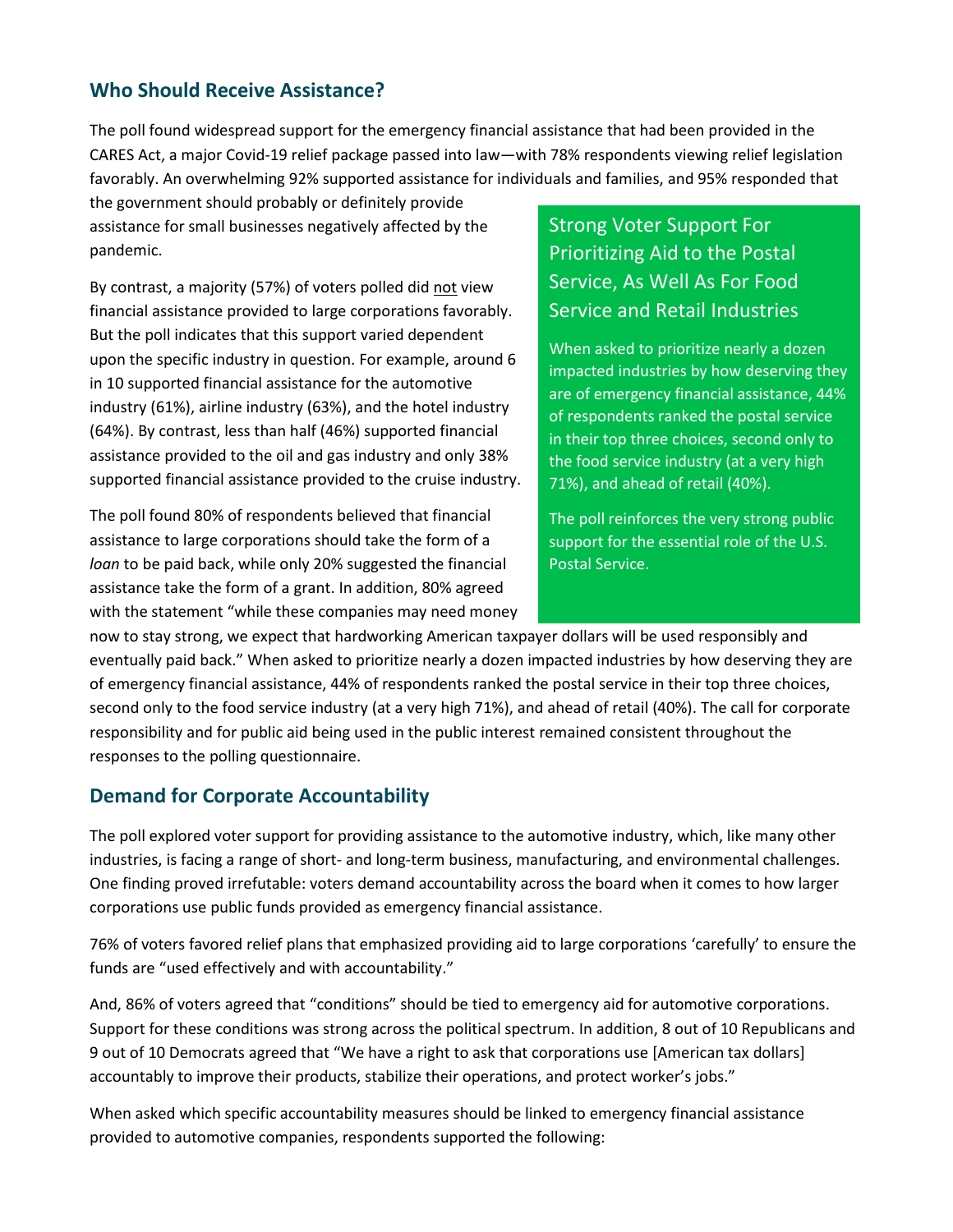## Who Should Receive Assistance?

The poll found widespread support for the emergency financial assistance that had been provided in the CARES Act, a major Covid-19 relief package passed into law—with 78% respondents viewing relief legislation favorably. An overwhelming 92% supported assistance for individuals and families, and 95% responded that the government should probably or definitely provide assistance for small businesses negatively affected by the pandemic.

By contrast, a majority (57%) of voters polled did not view financial assistance provided to large corporations favorably. But the poll indicates that this support varied dependent upon the specific industry in question. For example, around 6 in 10 supported financial assistance for the automotive industry (61%), airline industry (63%), and the hotel industry (64%). By contrast, less than half (46%) supported financial assistance provided to the oil and gas industry and only 38% supported financial assistance provided to the cruise industry.

The poll found 80% of respondents believed that financial assistance to large corporations should take the form of a *loan* to be paid back, while only 20% suggested the financial assistance take the form of a grant. In addition, 80% agreed with the statement "while these companies may need money now to stay strong, we expect that hardworking American taxpayer dollars will be used responsibly and eventually paid back." When asked to prioritize nearly a dozen impacted industries by how deserving they are of emergency financial assistance, 44% of respondents ranked the postal service in their top three choices, second only to the food service industry (at a very high 71%), and ahead of retail (40%). The call for corporate responsibility and for public aid being used in the public interest remained consistent throughout the responses to the polling questionnaire.

### Strong Voter Support For Prioritizing Aid to the Postal Service, As Well As For Food Service and Retail Industries

When asked to prioritize nearly a dozen impacted industries by how deserving they are of emergency financial assistance, 44% of respondents ranked the postal service in their top three choices, second only to the food service industry (at a very high 71%), and ahead of retail (40%).

The poll reinforces the very strong public support for the essential role of the U.S. Postal Service.

## Demand for Corporate Accountability

The poll explored voter support for providing assistance to the automotive industry, which, like many other industries, is facing a range of short- and long-term business, manufacturing, and environmental challenges. One finding proved irrefutable: voters demand accountability across the board when it comes to how larger corporations use public funds provided as emergency financial assistance.

76% of voters favored relief plans that emphasized providing aid to large corporations 'carefully' to ensure the funds are "used effectively and with accountability."

And, 86% of voters agreed that "conditions" should be tied to emergency aid for automotive corporations. Support for these conditions was strong across the political spectrum. In addition, 8 out of 10 Republicans and 9 out of 10 Democrats agreed that "We have a right to ask that corporations use [American tax dollars] accountably to improve their products, stabilize their operations, and protect worker's jobs."

When asked which specific accountability measures should be linked to emergency financial assistance provided to automotive companies, respondents supported the following: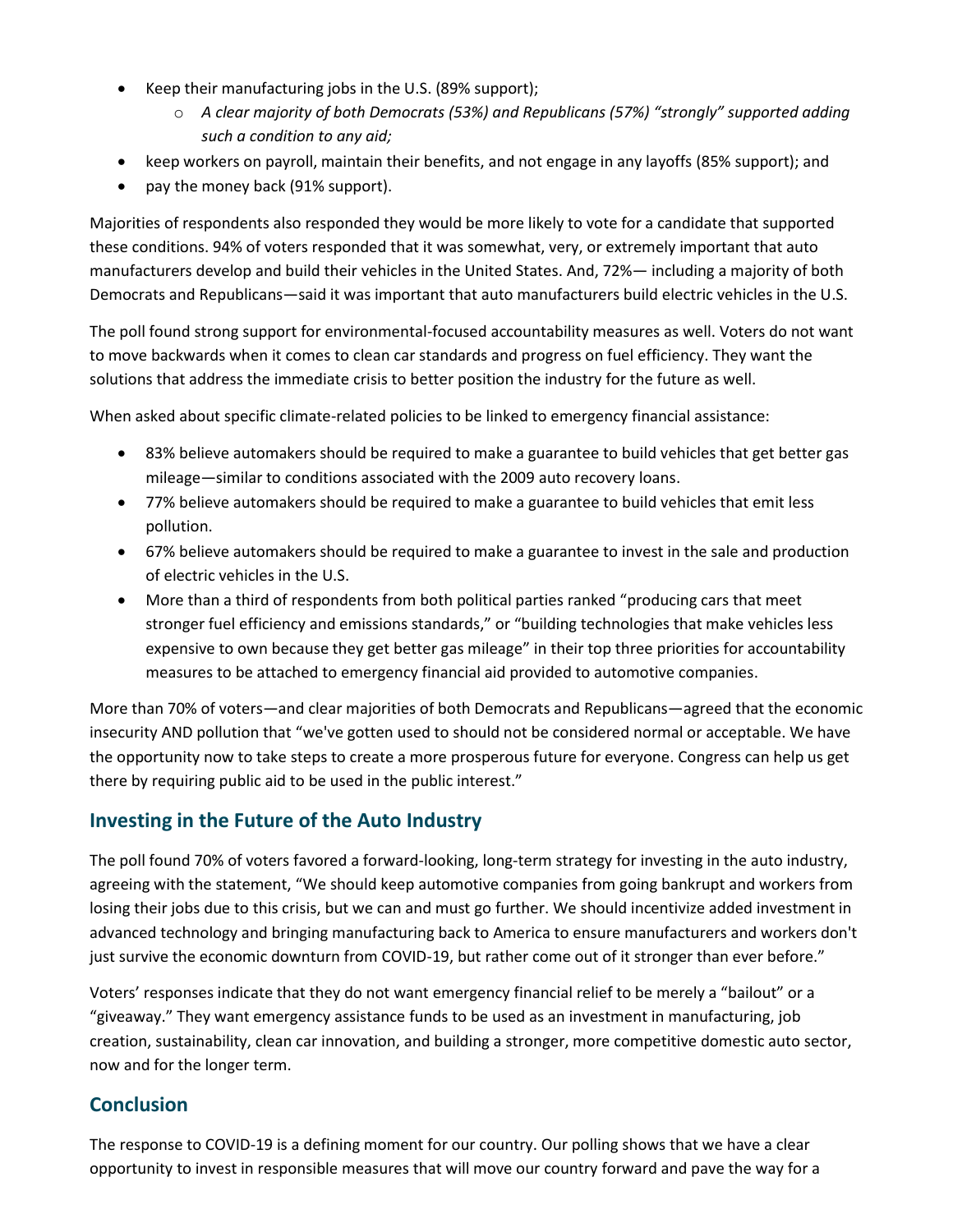- Keep their manufacturing jobs in the U.S. (89% support);
    - *A clear majority of both Democrats (53%) and Republicans (57%) "strongly" supported adding such a condition to any aid;*
- keep workers on payroll, maintain their benefits, and not engage in any layoffs (85% support); and
- pay the money back (91% support).

Majorities of respondents also responded they would be more likely to vote for a candidate that supported these conditions. 94% of voters responded that it was somewhat, very, or extremely important that auto manufacturers develop and build their vehicles in the United States. And, 72%— including a majority of both Democrats and Republicans—said it was important that auto manufacturers build electric vehicles in the U.S.

The poll found strong support for environmental-focused accountability measures as well. Voters do not want to move backwards when it comes to clean car standards and progress on fuel efficiency. They want the solutions that address the immediate crisis to better position the industry for the future as well.

When asked about specific climate-related policies to be linked to emergency financial assistance:

- 83% believe automakers should be required to make a guarantee to build vehicles that get better gas mileage—similar to conditions associated with the 2009 auto recovery loans.
- 77% believe automakers should be required to make a guarantee to build vehicles that emit less pollution.
- 67% believe automakers should be required to make a guarantee to invest in the sale and production of electric vehicles in the U.S.
- More than a third of respondents from both political parties ranked "producing cars that meet stronger fuel efficiency and emissions standards," or "building technologies that make vehicles less expensive to own because they get better gas mileage" in their top three priorities for accountability measures to be attached to emergency financial aid provided to automotive companies.

More than 70% of voters—and clear majorities of both Democrats and Republicans—agreed that the economic insecurity AND pollution that "we've gotten used to should not be considered normal or acceptable. We have the opportunity now to take steps to create a more prosperous future for everyone. Congress can help us get there by requiring public aid to be used in the public interest."

## Investing in the Future of the Auto Industry

The poll found 70% of voters favored a forward-looking, long-term strategy for investing in the auto industry, agreeing with the statement, "We should keep automotive companies from going bankrupt and workers from losing their jobs due to this crisis, but we can and must go further. We should incentivize added investment in advanced technology and bringing manufacturing back to America to ensure manufacturers and workers don't just survive the economic downturn from COVID-19, but rather come out of it stronger than ever before."

Voters' responses indicate that they do not want emergency financial relief to be merely a "bailout" or a "giveaway." They want emergency assistance funds to be used as an investment in manufacturing, job creation, sustainability, clean car innovation, and building a stronger, more competitive domestic auto sector, now and for the longer term.

## Conclusion

The response to COVID-19 is a defining moment for our country. Our polling shows that we have a clear opportunity to invest in responsible measures that will move our country forward and pave the way for a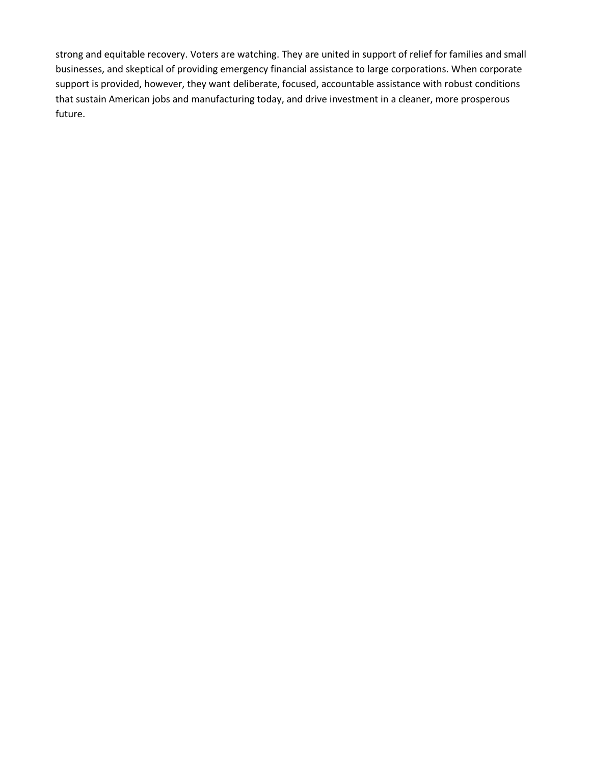strong and equitable recovery. Voters are watching. They are united in support of relief for families and small businesses, and skeptical of providing emergency financial assistance to large corporations. When corporate support is provided, however, they want deliberate, focused, accountable assistance with robust conditions that sustain American jobs and manufacturing today, and drive investment in a cleaner, more prosperous future.